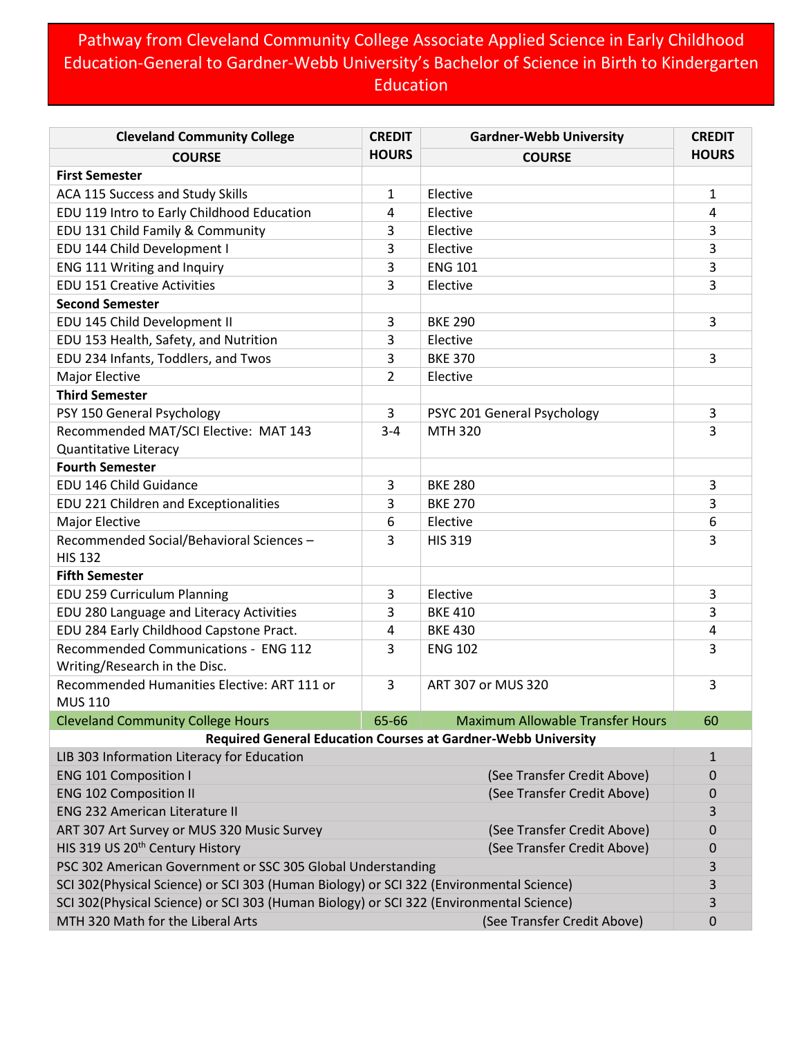# Pathway from Cleveland Community College Associate Applied Science in Early Childhood Education-General to Gardner-Webb University's Bachelor of Science in Birth to Kindergarten Education

| Cleveland Community College COURSE | CREDIT HOURS | Gardner-Webb University COURSE | CREDIT HOURS |
|---|---|---|---|
| **First Semester** | | | |
| ACA 115 Success and Study Skills | 1 | Elective | 1 |
| EDU 119 Intro to Early Childhood Education | 4 | Elective | 4 |
| EDU 131 Child Family & Community | 3 | Elective | 3 |
| EDU 144 Child Development I | 3 | Elective | 3 |
| ENG 111 Writing and Inquiry | 3 | ENG 101 | 3 |
| EDU 151 Creative Activities | 3 | Elective | 3 |
| **Second Semester** | | | |
| EDU 145 Child Development II | 3 | BKE 290 | 3 |
| EDU 153 Health, Safety, and Nutrition | 3 | Elective | |
| EDU 234 Infants, Toddlers, and Twos | 3 | BKE 370 | 3 |
| Major Elective | 2 | Elective | |
| **Third Semester** | | | |
| PSY 150 General Psychology | 3 | PSYC 201 General Psychology | 3 |
| Recommended MAT/SCI Elective: MAT 143 Quantitative Literacy | 3-4 | MTH 320 | 3 |
| **Fourth Semester** | | | |
| EDU 146 Child Guidance | 3 | BKE 280 | 3 |
| EDU 221 Children and Exceptionalities | 3 | BKE 270 | 3 |
| Major Elective | 6 | Elective | 6 |
| Recommended Social/Behavioral Sciences – HIS 132 | 3 | HIS 319 | 3 |
| **Fifth Semester** | | | |
| EDU 259 Curriculum Planning | 3 | Elective | 3 |
| EDU 280 Language and Literacy Activities | 3 | BKE 410 | 3 |
| EDU 284 Early Childhood Capstone Pract. | 4 | BKE 430 | 4 |
| Recommended Communications - ENG 112 Writing/Research in the Disc. | 3 | ENG 102 | 3 |
| Recommended Humanities Elective: ART 111 or MUS 110 | 3 | ART 307 or MUS 320 | 3 |
| Cleveland Community College Hours | 65-66 | Maximum Allowable Transfer Hours | 60 |
| **Required General Education Courses at Gardner-Webb University** | | | |
| LIB 303 Information Literacy for Education | | | 1 |
| ENG 101 Composition I | | (See Transfer Credit Above) | 0 |
| ENG 102 Composition II | | (See Transfer Credit Above) | 0 |
| ENG 232 American Literature II | | | 3 |
| ART 307 Art Survey or MUS 320 Music Survey | | (See Transfer Credit Above) | 0 |
| HIS 319 US 20th Century History | | (See Transfer Credit Above) | 0 |
| PSC 302 American Government or SSC 305 Global Understanding | | | 3 |
| SCI 302(Physical Science) or SCI 303 (Human Biology) or SCI 322 (Environmental Science) | | | 3 |
| SCI 302(Physical Science) or SCI 303 (Human Biology) or SCI 322 (Environmental Science) | | | 3 |
| MTH 320 Math for the Liberal Arts | | (See Transfer Credit Above) | 0 |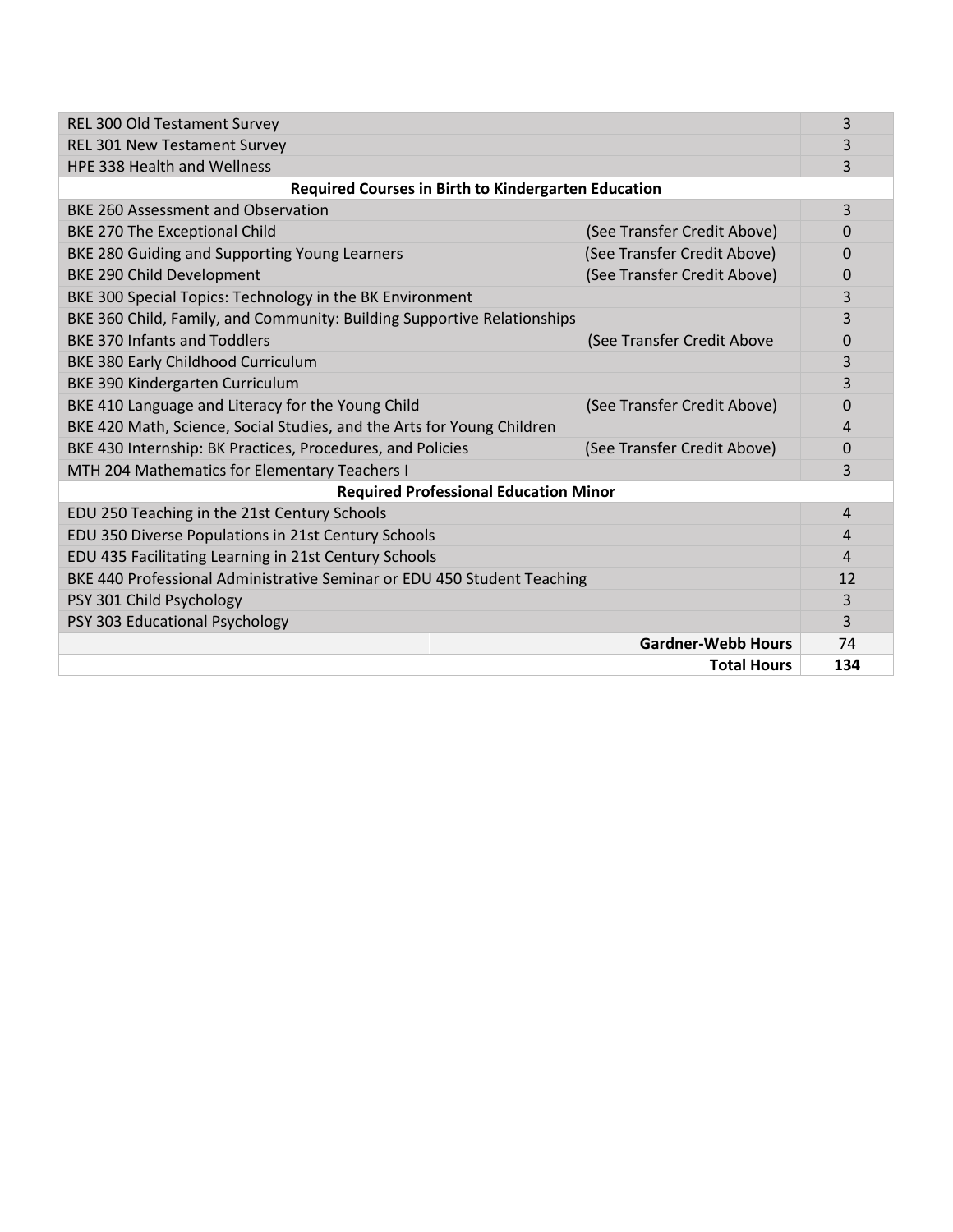| | | |
|---|---|---|
| REL 300 Old Testament Survey | | 3 |
| REL 301 New Testament Survey | | 3 |
| HPE 338 Health and Wellness | | 3 |
| **Required Courses in Birth to Kindergarten Education** | | |
| BKE 260 Assessment and Observation | | 3 |
| BKE 270 The Exceptional Child | (See Transfer Credit Above) | 0 |
| BKE 280 Guiding and Supporting Young Learners | (See Transfer Credit Above) | 0 |
| BKE 290 Child Development | (See Transfer Credit Above) | 0 |
| BKE 300 Special Topics: Technology in the BK Environment | | 3 |
| BKE 360 Child, Family, and Community: Building Supportive Relationships | | 3 |
| BKE 370 Infants and Toddlers | (See Transfer Credit Above | 0 |
| BKE 380 Early Childhood Curriculum | | 3 |
| BKE 390 Kindergarten Curriculum | | 3 |
| BKE 410 Language and Literacy for the Young Child | (See Transfer Credit Above) | 0 |
| BKE 420 Math, Science, Social Studies, and the Arts for Young Children | | 4 |
| BKE 430 Internship: BK Practices, Procedures, and Policies | (See Transfer Credit Above) | 0 |
| MTH 204 Mathematics for Elementary Teachers I | | 3 |
| **Required Professional Education Minor** | | |
| EDU 250 Teaching in the 21st Century Schools | | 4 |
| EDU 350 Diverse Populations in 21st Century Schools | | 4 |
| EDU 435 Facilitating Learning in 21st Century Schools | | 4 |
| BKE 440 Professional Administrative Seminar or EDU 450 Student Teaching | | 12 |
| PSY 301 Child Psychology | | 3 |
| PSY 303 Educational Psychology | | 3 |
| | **Gardner-Webb Hours** | 74 |
| | **Total Hours** | **134** |